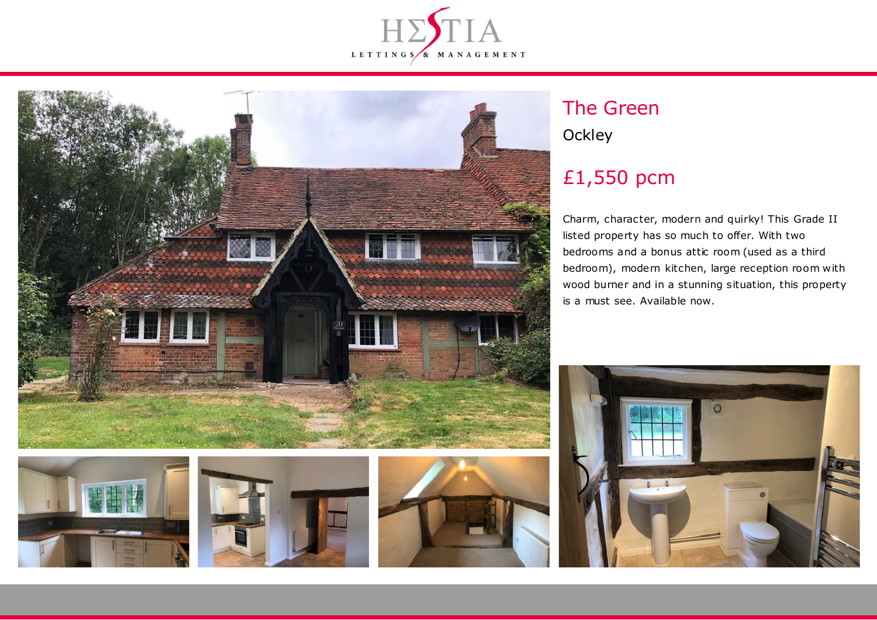# The Green

Ockley

## £1,550 pcm

Charm, character, modern and quirky! This Grade II listed property has so much to offer. With two bedrooms and a bonus attic room (used as a third bedroom), modern kitchen, large reception room with wood burner and in a stunning situation, this property is a must see. Available now.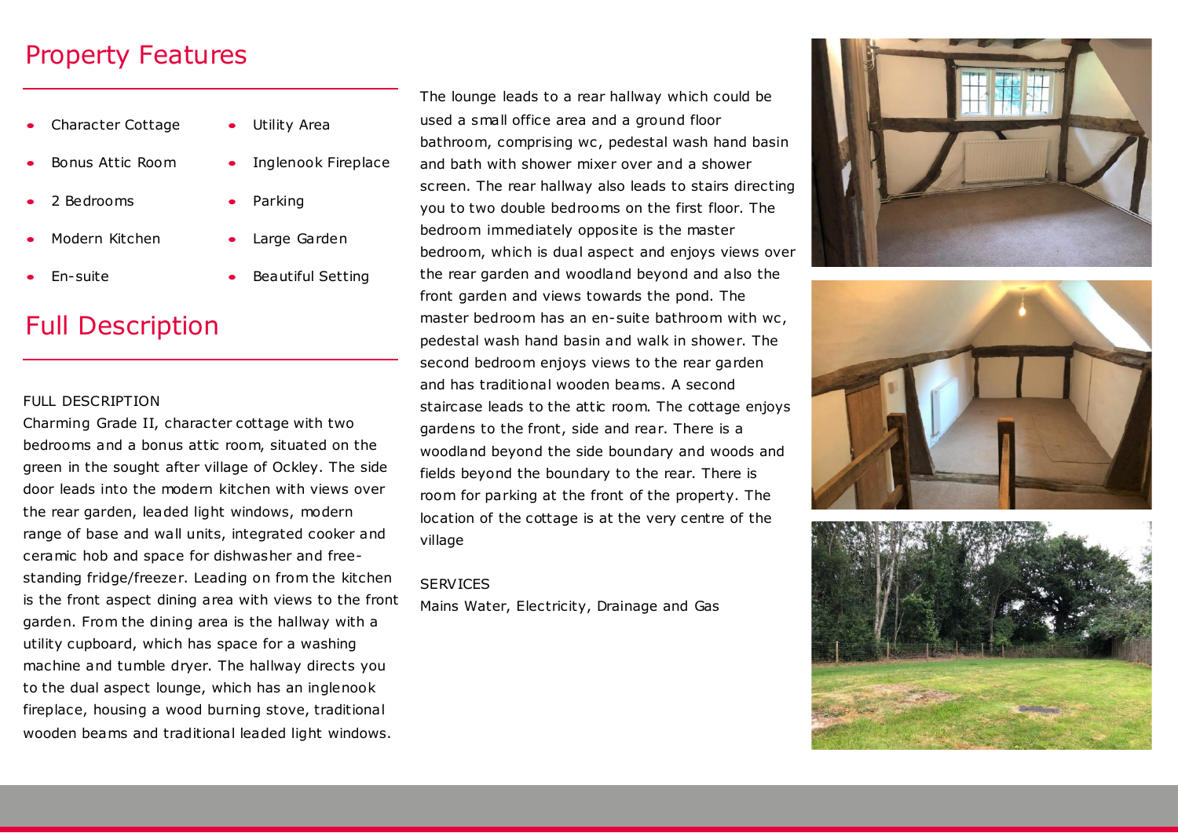## Property Features

- Character Cottage
- Bonus Attic Room
- 2 Bedrooms
- Modern Kitchen
- En-suite
- Utility Area
- Inglenook Fireplace
- Parking
- Large Garden
- Beautiful Setting

## Full Description

FULL DESCRIPTION

Charming Grade II, character cottage with two bedrooms and a bonus attic room, situated on the green in the sought after village of Ockley. The side door leads into the modern kitchen with views over the rear garden, leaded light windows, modern range of base and wall units, integrated cooker and ceramic hob and space for dishwasher and free-standing fridge/freezer. Leading on from the kitchen is the front aspect dining area with views to the front garden. From the dining area is the hallway with a utility cupboard, which has space for a washing machine and tumble dryer. The hallway directs you to the dual aspect lounge, which has an inglenook fireplace, housing a wood burning stove, traditional wooden beams and traditional leaded light windows. The lounge leads to a rear hallway which could be used a small office area and a ground floor bathroom, comprising wc, pedestal wash hand basin and bath with shower mixer over and a shower screen. The rear hallway also leads to stairs directing you to two double bedrooms on the first floor. The bedroom immediately opposite is the master bedroom, which is dual aspect and enjoys views over the rear garden and woodland beyond and also the front garden and views towards the pond. The master bedroom has an en-suite bathroom with wc, pedestal wash hand basin and walk in shower. The second bedroom enjoys views to the rear garden and has traditional wooden beams. A second staircase leads to the attic room. The cottage enjoys gardens to the front, side and rear. There is a woodland beyond the side boundary and woods and fields beyond the boundary to the rear. There is room for parking at the front of the property. The location of the cottage is at the very centre of the village

SERVICES

Mains Water, Electricity, Drainage and Gas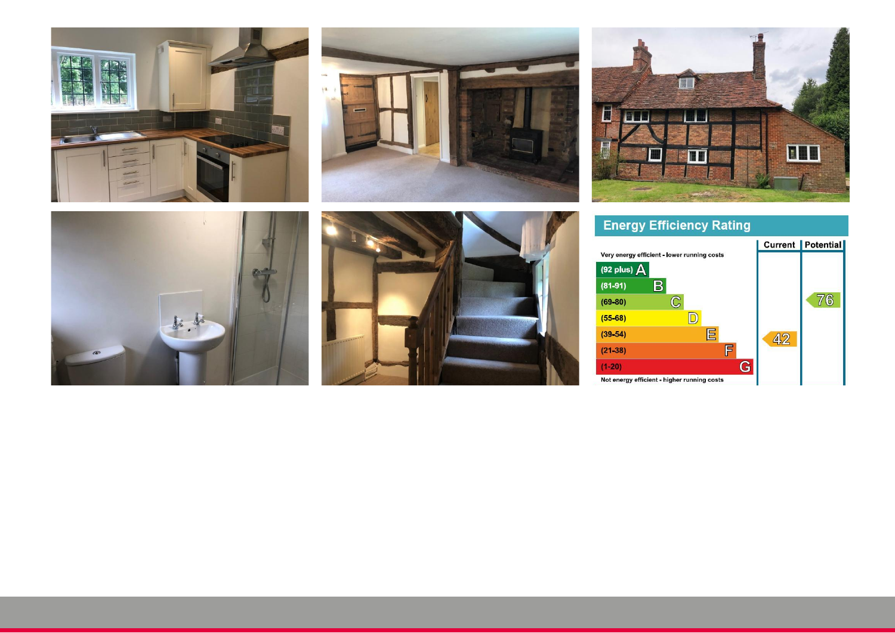## Energy Efficiency Rating

| | Current | Potential |
|---|---|---|
| Very energy efficient - lower running costs | | |
| (92 plus) A | | |
| (81-91) B | | |
| (69-80) C | | 76 |
| (55-68) D | | |
| (39-54) E | 42 | |
| (21-38) F | | |
| (1-20) G | | |
| Not energy efficient - higher running costs | | |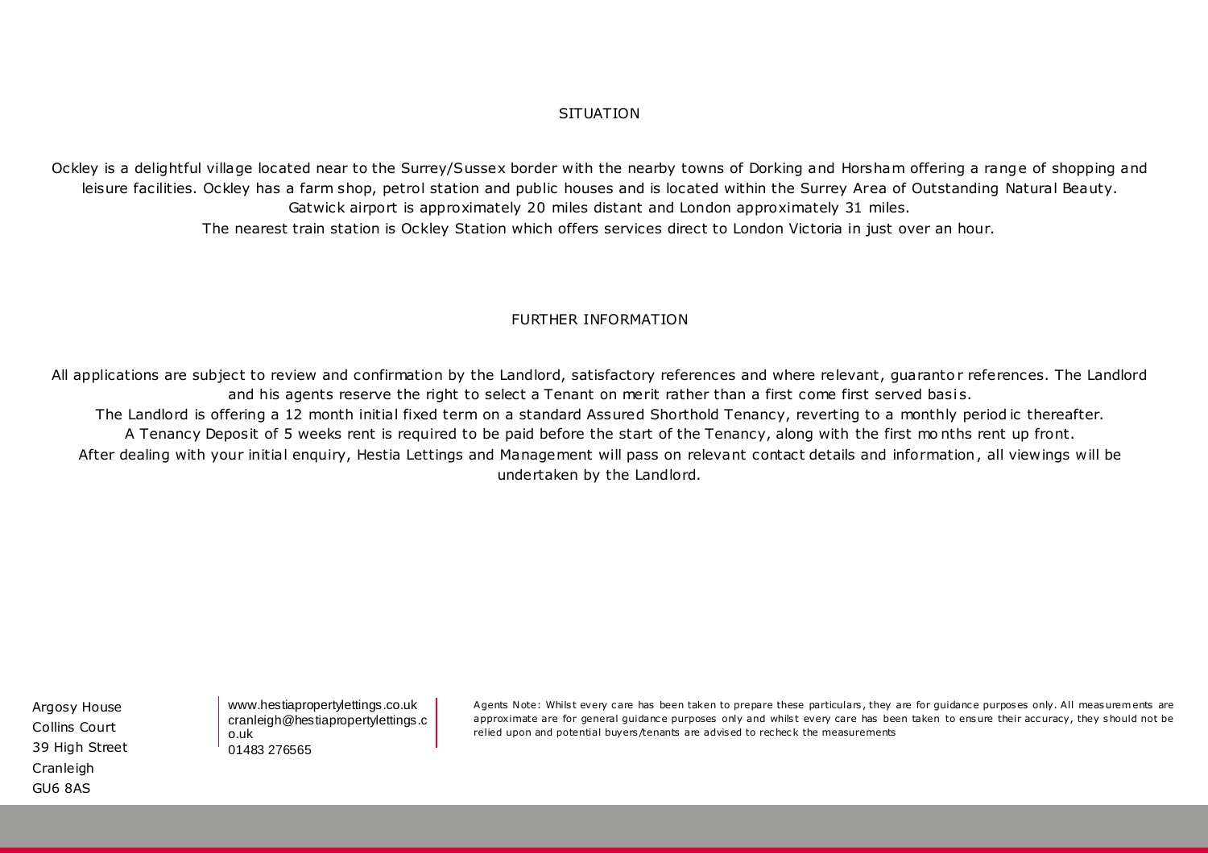## SITUATION

Ockley is a delightful village located near to the Surrey/Sussex border with the nearby towns of Dorking and Horsham offering a range of shopping and leisure facilities. Ockley has a farm shop, petrol station and public houses and is located within the Surrey Area of Outstanding Natural Beauty. Gatwick airport is approximately 20 miles distant and London approximately 31 miles.
The nearest train station is Ockley Station which offers services direct to London Victoria in just over an hour.

## FURTHER INFORMATION

All applications are subject to review and confirmation by the Landlord, satisfactory references and where relevant, guarantor references. The Landlord and his agents reserve the right to select a Tenant on merit rather than a first come first served basis.
The Landlord is offering a 12 month initial fixed term on a standard Assured Shorthold Tenancy, reverting to a monthly periodic thereafter.
A Tenancy Deposit of 5 weeks rent is required to be paid before the start of the Tenancy, along with the first months rent up front.
After dealing with your initial enquiry, Hestia Lettings and Management will pass on relevant contact details and information, all viewings will be undertaken by the Landlord.

Argosy House
Collins Court
39 High Street
Cranleigh
GU6 8AS

www.hestiapropertylettings.co.uk
cranleigh@hestiapropertylettings.co.uk
01483 276565

Agents Note: Whilst every care has been taken to prepare these particulars, they are for guidance purposes only. All measurements are approximate are for general guidance purposes only and whilst every care has been taken to ensure their accuracy, they should not be relied upon and potential buyers/tenants are advised to recheck the measurements